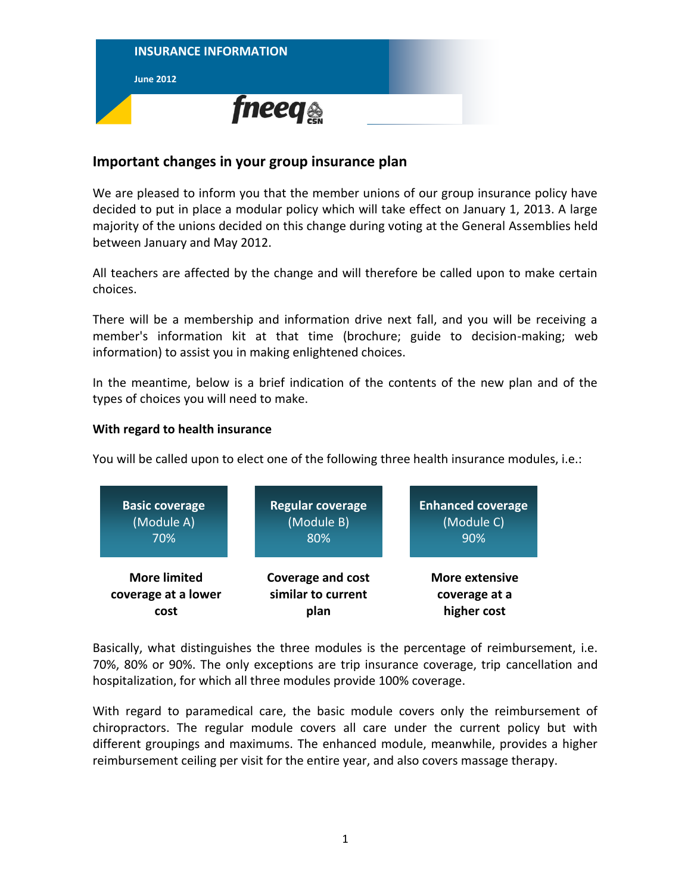INSURANCE INFORMATION

June 2012

fneeq CSN

## Important changes in your group insurance plan

We are pleased to inform you that the member unions of our group insurance policy have decided to put in place a modular policy which will take effect on January 1, 2013. A large majority of the unions decided on this change during voting at the General Assemblies held between January and May 2012.

All teachers are affected by the change and will therefore be called upon to make certain choices.

There will be a membership and information drive next fall, and you will be receiving a member's information kit at that time (brochure; guide to decision-making; web information) to assist you in making enlightened choices.

In the meantime, below is a brief indication of the contents of the new plan and of the types of choices you will need to make.

**With regard to health insurance**

You will be called upon to elect one of the following three health insurance modules, i.e.:

| **Basic coverage** (Module A) 70% | **Regular coverage** (Module B) 80% | **Enhanced coverage** (Module C) 90% |
|---|---|---|
| **More limited coverage at a lower cost** | **Coverage and cost similar to current plan** | **More extensive coverage at a higher cost** |

Basically, what distinguishes the three modules is the percentage of reimbursement, i.e. 70%, 80% or 90%. The only exceptions are trip insurance coverage, trip cancellation and hospitalization, for which all three modules provide 100% coverage.

With regard to paramedical care, the basic module covers only the reimbursement of chiropractors. The regular module covers all care under the current policy but with different groupings and maximums. The enhanced module, meanwhile, provides a higher reimbursement ceiling per visit for the entire year, and also covers massage therapy.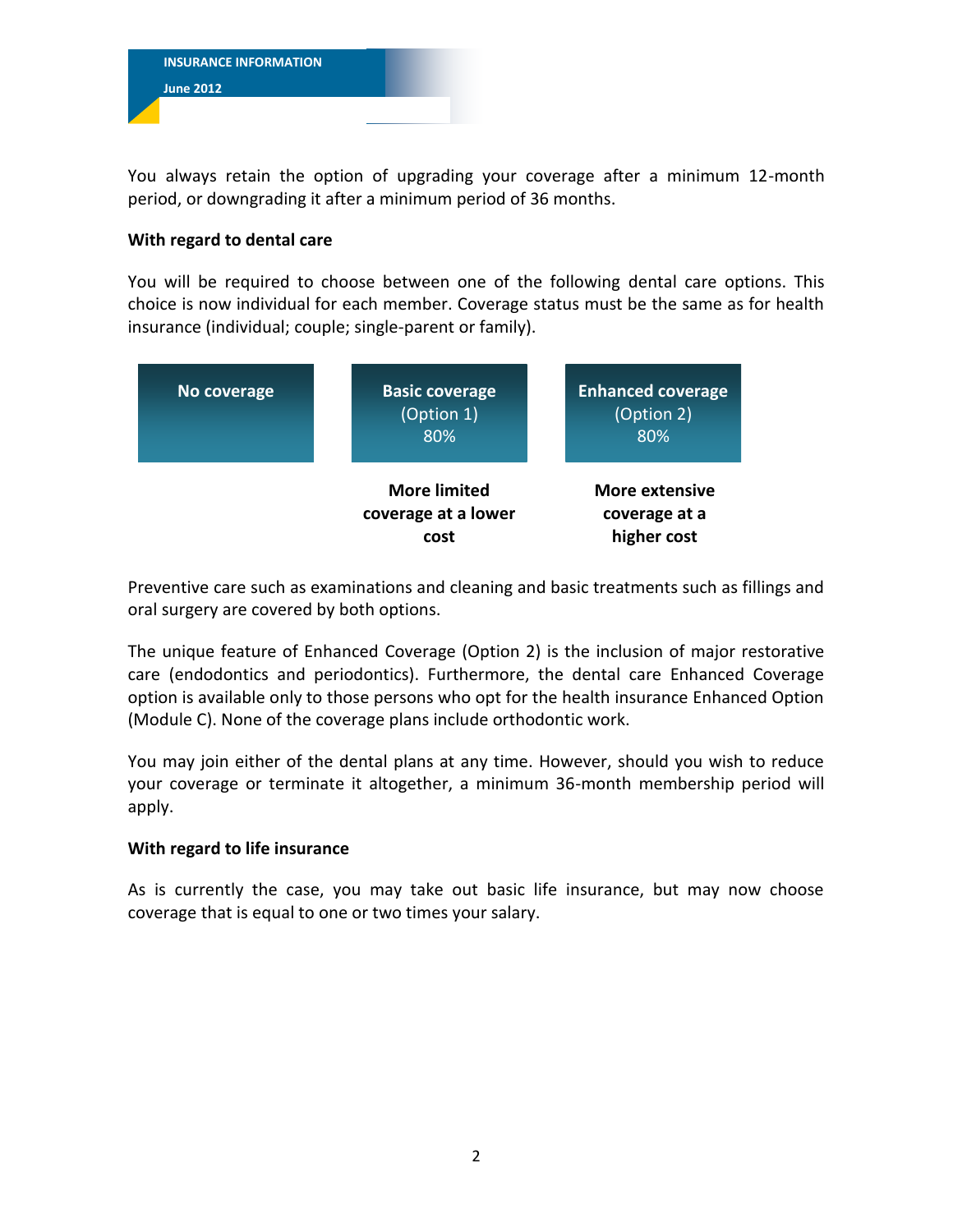You always retain the option of upgrading your coverage after a minimum 12-month period, or downgrading it after a minimum period of 36 months.

**With regard to dental care**

You will be required to choose between one of the following dental care options. This choice is now individual for each member. Coverage status must be the same as for health insurance (individual; couple; single-parent or family).

| **No coverage** | **Basic coverage** (Option 1) 80% | **Enhanced coverage** (Option 2) 80% |
|---|---|---|
| | **More limited coverage at a lower cost** | **More extensive coverage at a higher cost** |

Preventive care such as examinations and cleaning and basic treatments such as fillings and oral surgery are covered by both options.

The unique feature of Enhanced Coverage (Option 2) is the inclusion of major restorative care (endodontics and periodontics). Furthermore, the dental care Enhanced Coverage option is available only to those persons who opt for the health insurance Enhanced Option (Module C). None of the coverage plans include orthodontic work.

You may join either of the dental plans at any time. However, should you wish to reduce your coverage or terminate it altogether, a minimum 36-month membership period will apply.

**With regard to life insurance**

As is currently the case, you may take out basic life insurance, but may now choose coverage that is equal to one or two times your salary.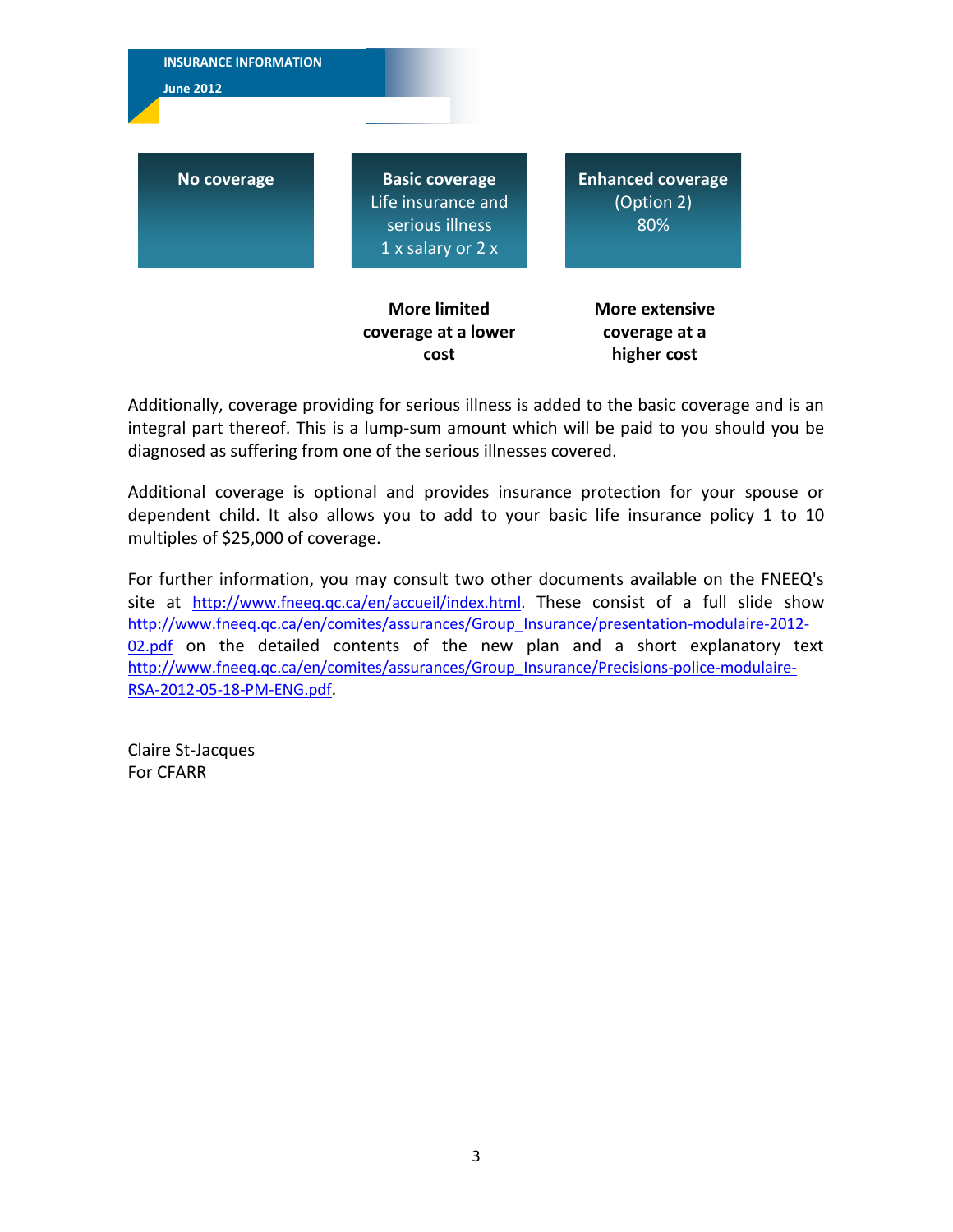| No coverage | Basic coverage<br>Life insurance and serious illness<br>1 x salary or 2 x | Enhanced coverage<br>(Option 2)<br>80% |
|---|---|---|
| | **More limited coverage at a lower cost** | **More extensive coverage at a higher cost** |

Additionally, coverage providing for serious illness is added to the basic coverage and is an integral part thereof. This is a lump-sum amount which will be paid to you should you be diagnosed as suffering from one of the serious illnesses covered.

Additional coverage is optional and provides insurance protection for your spouse or dependent child. It also allows you to add to your basic life insurance policy 1 to 10 multiples of $25,000 of coverage.

For further information, you may consult two other documents available on the FNEEQ's site at http://www.fneeq.qc.ca/en/accueil/index.html. These consist of a full slide show http://www.fneeq.qc.ca/en/comites/assurances/Group_Insurance/presentation-modulaire-2012-02.pdf on the detailed contents of the new plan and a short explanatory text http://www.fneeq.qc.ca/en/comites/assurances/Group_Insurance/Precisions-police-modulaire-RSA-2012-05-18-PM-ENG.pdf.

Claire St-Jacques
For CFARR